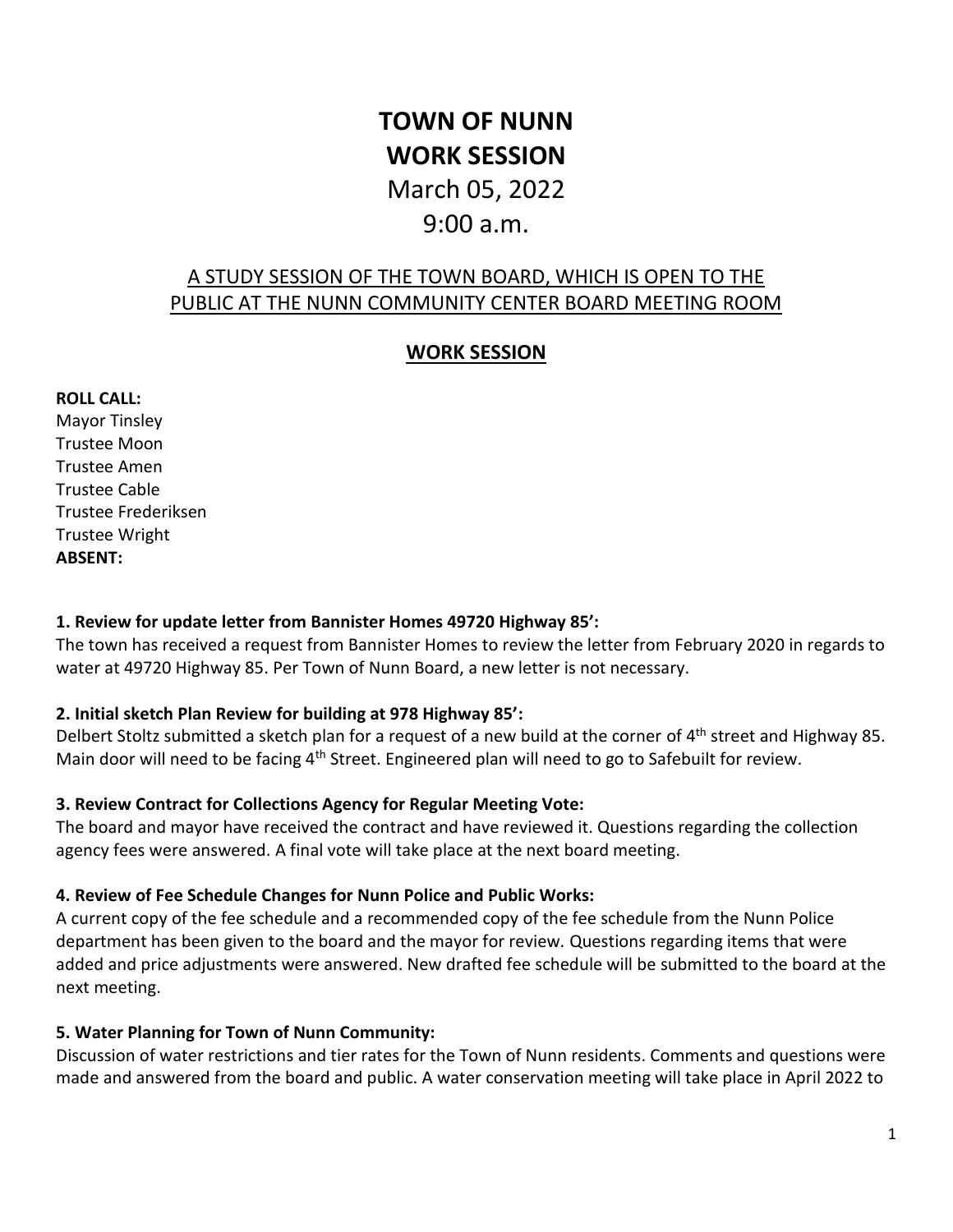# TOWN OF NUNN
# WORK SESSION

March 05, 2022

9:00 a.m.

A STUDY SESSION OF THE TOWN BOARD, WHICH IS OPEN TO THE PUBLIC AT THE NUNN COMMUNITY CENTER BOARD MEETING ROOM

## WORK SESSION

**ROLL CALL:**
Mayor Tinsley
Trustee Moon
Trustee Amen
Trustee Cable
Trustee Frederiksen
Trustee Wright
**ABSENT:**

**1. Review for update letter from Bannister Homes 49720 Highway 85':**
The town has received a request from Bannister Homes to review the letter from February 2020 in regards to water at 49720 Highway 85. Per Town of Nunn Board, a new letter is not necessary.

**2. Initial sketch Plan Review for building at 978 Highway 85':**
Delbert Stoltz submitted a sketch plan for a request of a new build at the corner of 4th street and Highway 85. Main door will need to be facing 4th Street. Engineered plan will need to go to Safebuilt for review.

**3. Review Contract for Collections Agency for Regular Meeting Vote:**
The board and mayor have received the contract and have reviewed it. Questions regarding the collection agency fees were answered. A final vote will take place at the next board meeting.

**4. Review of Fee Schedule Changes for Nunn Police and Public Works:**
A current copy of the fee schedule and a recommended copy of the fee schedule from the Nunn Police department has been given to the board and the mayor for review. Questions regarding items that were added and price adjustments were answered. New drafted fee schedule will be submitted to the board at the next meeting.

**5. Water Planning for Town of Nunn Community:**
Discussion of water restrictions and tier rates for the Town of Nunn residents. Comments and questions were made and answered from the board and public. A water conservation meeting will take place in April 2022 to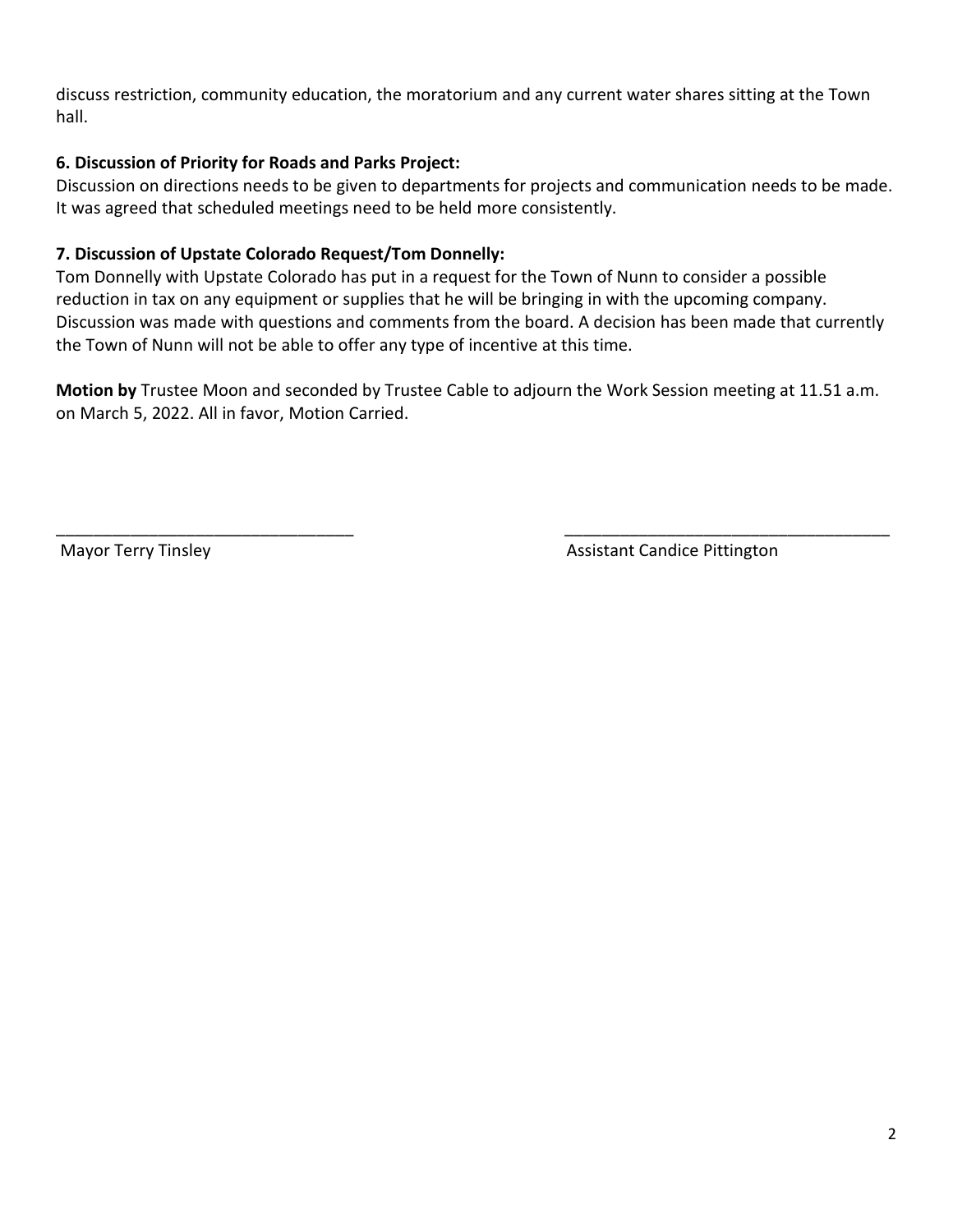discuss restriction, community education, the moratorium and any current water shares sitting at the Town hall.

**6. Discussion of Priority for Roads and Parks Project:**

Discussion on directions needs to be given to departments for projects and communication needs to be made. It was agreed that scheduled meetings need to be held more consistently.

**7. Discussion of Upstate Colorado Request/Tom Donnelly:**

Tom Donnelly with Upstate Colorado has put in a request for the Town of Nunn to consider a possible reduction in tax on any equipment or supplies that he will be bringing in with the upcoming company. Discussion was made with questions and comments from the board. A decision has been made that currently the Town of Nunn will not be able to offer any type of incentive at this time.

**Motion by** Trustee Moon and seconded by Trustee Cable to adjourn the Work Session meeting at 11.51 a.m. on March 5, 2022. All in favor, Motion Carried.

\_\_\_\_\_\_\_\_\_\_\_\_\_\_\_\_\_\_\_\_\_\_\_\_\_\_\_\_\_\_\_\_
Mayor Terry Tinsley

\_\_\_\_\_\_\_\_\_\_\_\_\_\_\_\_\_\_\_\_\_\_\_\_\_\_\_\_\_\_\_\_
Assistant Candice Pittington